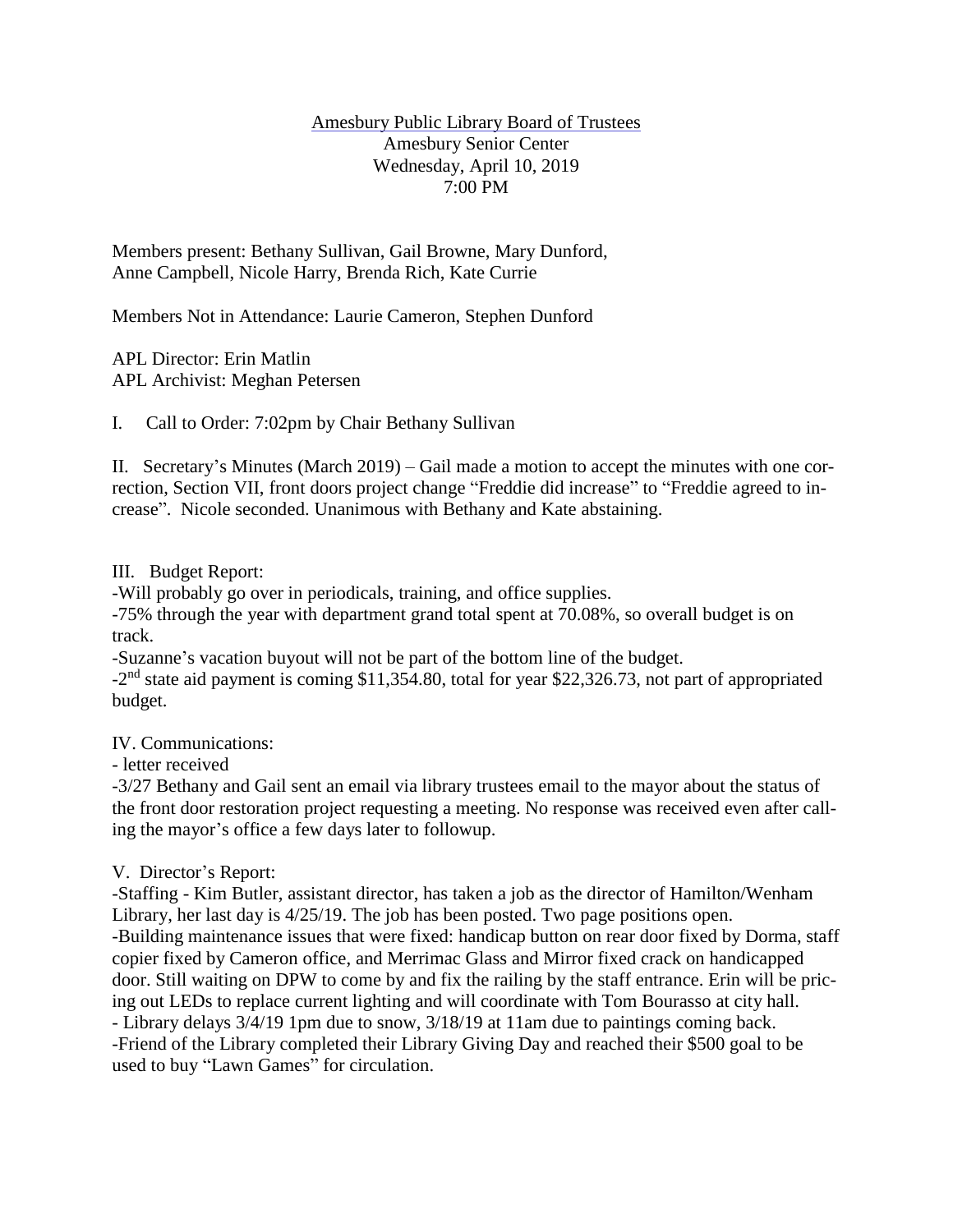<u>Amesbury Public Library Board of Trustees</u>
Amesbury Senior Center
Wednesday, April 10, 2019
7:00 PM

Members present: Bethany Sullivan, Gail Browne, Mary Dunford, Anne Campbell, Nicole Harry, Brenda Rich, Kate Currie

Members Not in Attendance: Laurie Cameron, Stephen Dunford

APL Director: Erin Matlin
APL Archivist: Meghan Petersen

I. Call to Order: 7:02pm by Chair Bethany Sullivan

II. Secretary's Minutes (March 2019) – Gail made a motion to accept the minutes with one correction, Section VII, front doors project change "Freddie did increase" to "Freddie agreed to increase". Nicole seconded. Unanimous with Bethany and Kate abstaining.

III. Budget Report:

-Will probably go over in periodicals, training, and office supplies.
-75% through the year with department grand total spent at 70.08%, so overall budget is on track.
-Suzanne's vacation buyout will not be part of the bottom line of the budget.
-2nd state aid payment is coming $11,354.80, total for year $22,326.73, not part of appropriated budget.

IV. Communications:

- letter received
-3/27 Bethany and Gail sent an email via library trustees email to the mayor about the status of the front door restoration project requesting a meeting. No response was received even after calling the mayor's office a few days later to followup.

V. Director's Report:

-Staffing - Kim Butler, assistant director, has taken a job as the director of Hamilton/Wenham Library, her last day is 4/25/19. The job has been posted. Two page positions open.
-Building maintenance issues that were fixed: handicap button on rear door fixed by Dorma, staff copier fixed by Cameron office, and Merrimac Glass and Mirror fixed crack on handicapped door. Still waiting on DPW to come by and fix the railing by the staff entrance. Erin will be pricing out LEDs to replace current lighting and will coordinate with Tom Bourasso at city hall.
- Library delays 3/4/19 1pm due to snow, 3/18/19 at 11am due to paintings coming back.
-Friend of the Library completed their Library Giving Day and reached their $500 goal to be used to buy "Lawn Games" for circulation.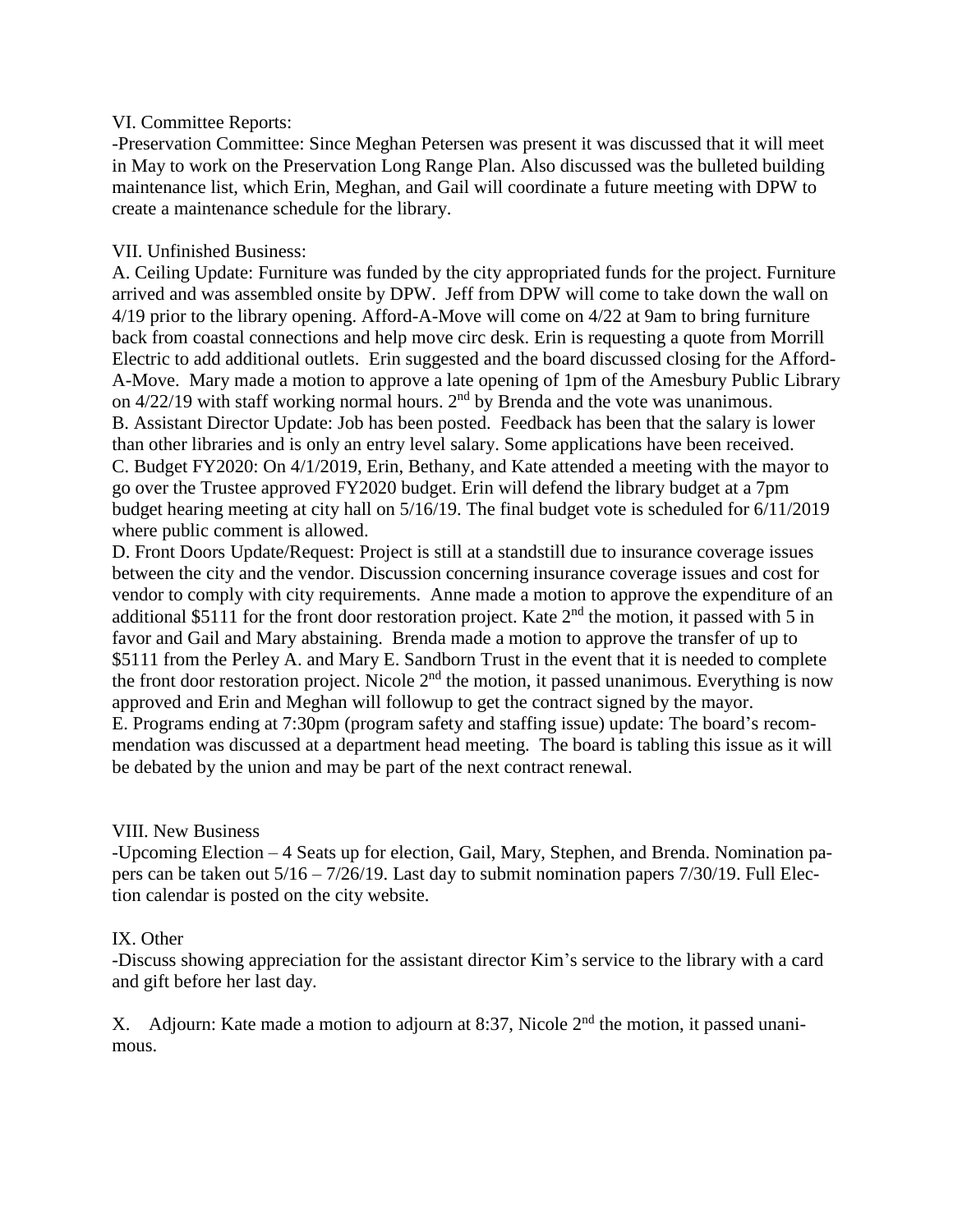VI. Committee Reports:

-Preservation Committee: Since Meghan Petersen was present it was discussed that it will meet in May to work on the Preservation Long Range Plan. Also discussed was the bulleted building maintenance list, which Erin, Meghan, and Gail will coordinate a future meeting with DPW to create a maintenance schedule for the library.

VII. Unfinished Business:

A. Ceiling Update: Furniture was funded by the city appropriated funds for the project. Furniture arrived and was assembled onsite by DPW. Jeff from DPW will come to take down the wall on 4/19 prior to the library opening. Afford-A-Move will come on 4/22 at 9am to bring furniture back from coastal connections and help move circ desk. Erin is requesting a quote from Morrill Electric to add additional outlets. Erin suggested and the board discussed closing for the Afford-A-Move. Mary made a motion to approve a late opening of 1pm of the Amesbury Public Library on 4/22/19 with staff working normal hours. 2nd by Brenda and the vote was unanimous.

B. Assistant Director Update: Job has been posted. Feedback has been that the salary is lower than other libraries and is only an entry level salary. Some applications have been received.

C. Budget FY2020: On 4/1/2019, Erin, Bethany, and Kate attended a meeting with the mayor to go over the Trustee approved FY2020 budget. Erin will defend the library budget at a 7pm budget hearing meeting at city hall on 5/16/19. The final budget vote is scheduled for 6/11/2019 where public comment is allowed.

D. Front Doors Update/Request: Project is still at a standstill due to insurance coverage issues between the city and the vendor. Discussion concerning insurance coverage issues and cost for vendor to comply with city requirements. Anne made a motion to approve the expenditure of an additional $5111 for the front door restoration project. Kate 2nd the motion, it passed with 5 in favor and Gail and Mary abstaining. Brenda made a motion to approve the transfer of up to $5111 from the Perley A. and Mary E. Sandborn Trust in the event that it is needed to complete the front door restoration project. Nicole 2nd the motion, it passed unanimous. Everything is now approved and Erin and Meghan will followup to get the contract signed by the mayor.

E. Programs ending at 7:30pm (program safety and staffing issue) update: The board's recommendation was discussed at a department head meeting. The board is tabling this issue as it will be debated by the union and may be part of the next contract renewal.

VIII. New Business

-Upcoming Election – 4 Seats up for election, Gail, Mary, Stephen, and Brenda. Nomination papers can be taken out 5/16 – 7/26/19. Last day to submit nomination papers 7/30/19. Full Election calendar is posted on the city website.

IX. Other

-Discuss showing appreciation for the assistant director Kim's service to the library with a card and gift before her last day.

X. Adjourn: Kate made a motion to adjourn at 8:37, Nicole 2nd the motion, it passed unanimous.